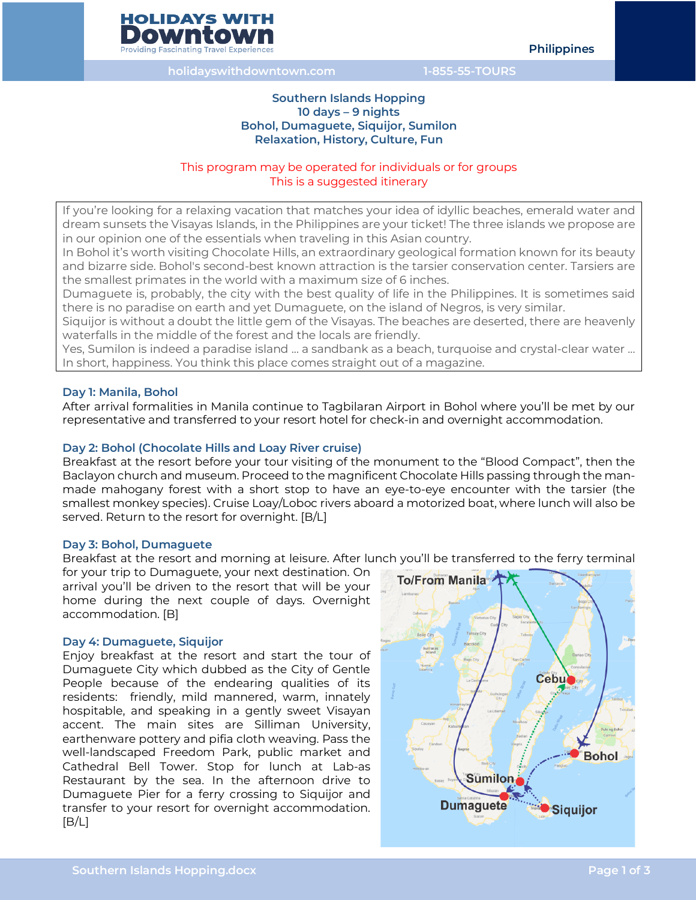# Southern Islands Hopping

**10 days – 9 nights**
**Bohol, Dumaguete, Siquijor, Sumilon**
**Relaxation, History, Culture, Fun**

This program may be operated for individuals or for groups
This is a suggested itinerary

If you're looking for a relaxing vacation that matches your idea of idyllic beaches, emerald water and dream sunsets the Visayas Islands, in the Philippines are your ticket! The three islands we propose are in our opinion one of the essentials when traveling in this Asian country.
In Bohol it's worth visiting Chocolate Hills, an extraordinary geological formation known for its beauty and bizarre side. Bohol's second-best known attraction is the tarsier conservation center. Tarsiers are the smallest primates in the world with a maximum size of 6 inches.
Dumaguete is, probably, the city with the best quality of life in the Philippines. It is sometimes said there is no paradise on earth and yet Dumaguete, on the island of Negros, is very similar.
Siquijor is without a doubt the little gem of the Visayas. The beaches are deserted, there are heavenly waterfalls in the middle of the forest and the locals are friendly.
Yes, Sumilon is indeed a paradise island … a sandbank as a beach, turquoise and crystal-clear water … In short, happiness. You think this place comes straight out of a magazine.

### Day 1: Manila, Bohol

After arrival formalities in Manila continue to Tagbilaran Airport in Bohol where you'll be met by our representative and transferred to your resort hotel for check-in and overnight accommodation.

### Day 2: Bohol (Chocolate Hills and Loay River cruise)

Breakfast at the resort before your tour visiting of the monument to the "Blood Compact", then the Baclayon church and museum. Proceed to the magnificent Chocolate Hills passing through the man-made mahogany forest with a short stop to have an eye-to-eye encounter with the tarsier (the smallest monkey species). Cruise Loay/Loboc rivers aboard a motorized boat, where lunch will also be served. Return to the resort for overnight. [B/L]

### Day 3: Bohol, Dumaguete

Breakfast at the resort and morning at leisure. After lunch you'll be transferred to the ferry terminal for your trip to Dumaguete, your next destination. On arrival you'll be driven to the resort that will be your home during the next couple of days. Overnight accommodation. [B]

### Day 4: Dumaguete, Siquijor

Enjoy breakfast at the resort and start the tour of Dumaguete City which dubbed as the City of Gentle People because of the endearing qualities of its residents: friendly, mild mannered, warm, innately hospitable, and speaking in a gently sweet Visayan accent. The main sites are Silliman University, earthenware pottery and pifia cloth weaving. Pass the well-landscaped Freedom Park, public market and Cathedral Bell Tower. Stop for lunch at Lab-as Restaurant by the sea. In the afternoon drive to Dumaguete Pier for a ferry crossing to Siquijor and transfer to your resort for overnight accommodation. [B/L]

To/From Manila
Cebu
Bohol
Sumilon
Dumaguete
Siquijor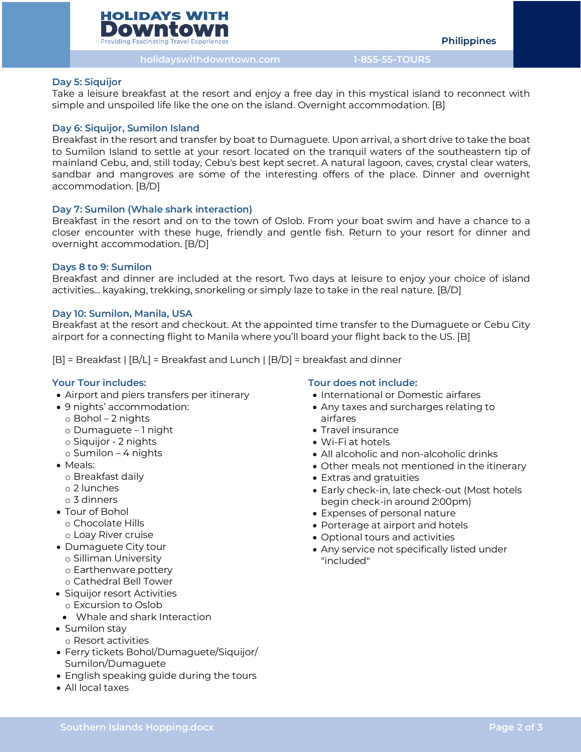### Day 5: Siquijor

Take a leisure breakfast at the resort and enjoy a free day in this mystical island to reconnect with simple and unspoiled life like the one on the island. Overnight accommodation. [B]

### Day 6: Siquijor, Sumilon Island

Breakfast in the resort and transfer by boat to Dumaguete. Upon arrival, a short drive to take the boat to Sumilon Island to settle at your resort located on the tranquil waters of the southeastern tip of mainland Cebu, and, still today, Cebu's best kept secret. A natural lagoon, caves, crystal clear waters, sandbar and mangroves are some of the interesting offers of the place. Dinner and overnight accommodation. [B/D]

### Day 7: Sumilon (Whale shark interaction)

Breakfast in the resort and on to the town of Oslob. From your boat swim and have a chance to a closer encounter with these huge, friendly and gentle fish. Return to your resort for dinner and overnight accommodation. [B/D]

### Days 8 to 9: Sumilon

Breakfast and dinner are included at the resort. Two days at leisure to enjoy your choice of island activities… kayaking, trekking, snorkeling or simply laze to take in the real nature. [B/D]

### Day 10: Sumilon, Manila, USA

Breakfast at the resort and checkout. At the appointed time transfer to the Dumaguete or Cebu City airport for a connecting flight to Manila where you'll board your flight back to the US. [B]

[B] = Breakfast | [B/L] = Breakfast and Lunch | [B/D] = breakfast and dinner

### Your Tour includes:

- Airport and piers transfers per itinerary
- 9 nights' accommodation:
  - Bohol – 2 nights
  - Dumaguete – 1 night
  - Siquijor - 2 nights
  - Sumilon – 4 nights
- Meals:
  - Breakfast daily
  - 2 lunches
  - 3 dinners
- Tour of Bohol
  - Chocolate Hills
  - Loay River cruise
- Dumaguete City tour
  - Silliman University
  - Earthenware pottery
  - Cathedral Bell Tower
- Siquijor resort Activities
  - Excursion to Oslob
  - Whale and shark Interaction
- Sumilon stay
  - Resort activities
- Ferry tickets Bohol/Dumaguete/Siquijor/Sumilon/Dumaguete
- English speaking guide during the tours
- All local taxes

### Tour does not include:

- International or Domestic airfares
- Any taxes and surcharges relating to airfares
- Travel insurance
- Wi-Fi at hotels
- All alcoholic and non-alcoholic drinks
- Other meals not mentioned in the itinerary
- Extras and gratuities
- Early check-in, late check-out (Most hotels begin check-in around 2:00pm)
- Expenses of personal nature
- Porterage at airport and hotels
- Optional tours and activities
- Any service not specifically listed under "included"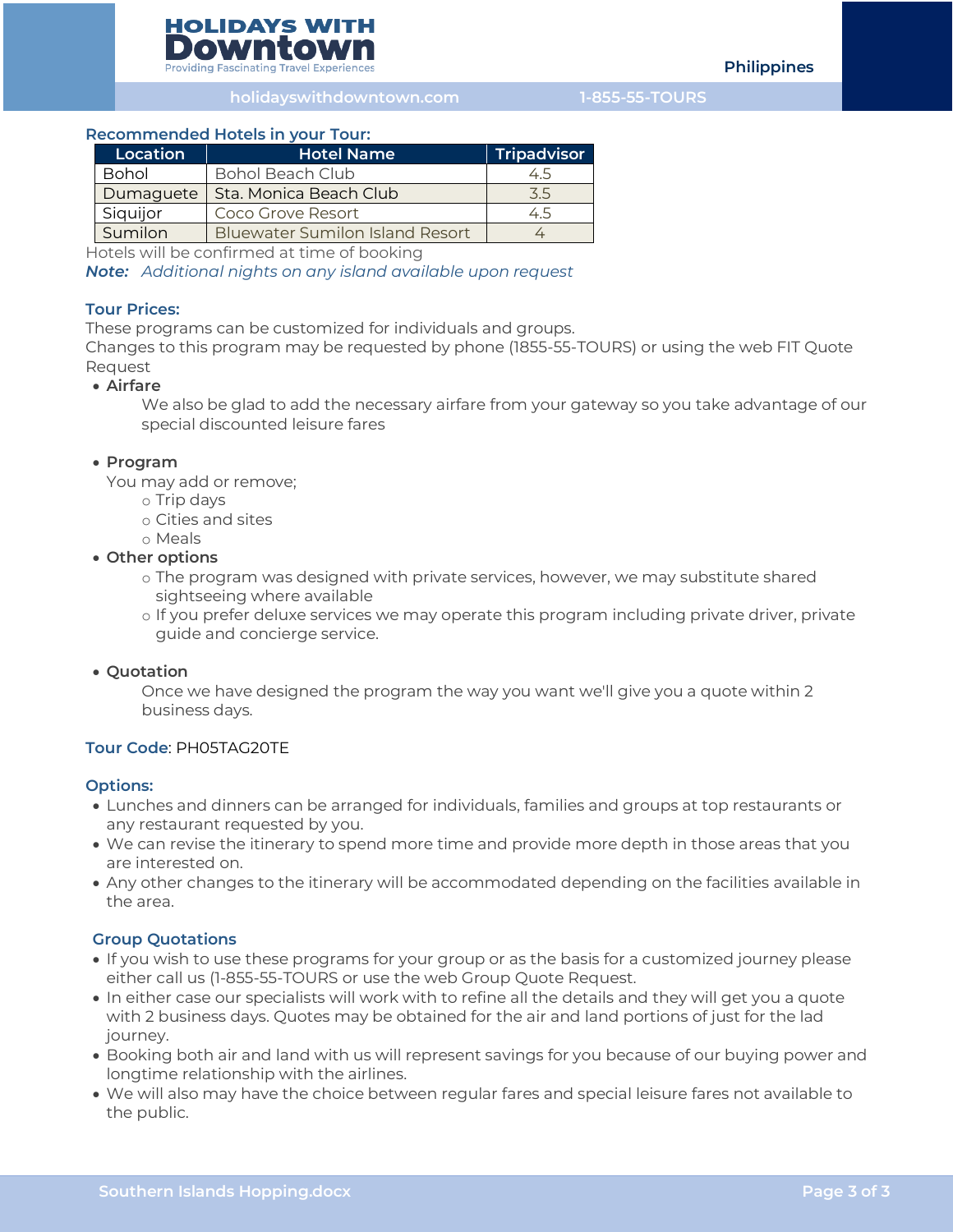### Recommended Hotels in your Tour:

| Location | Hotel Name | Tripadvisor |
|---|---|---|
| Bohol | Bohol Beach Club | 4.5 |
| Dumaguete | Sta. Monica Beach Club | 3.5 |
| Siquijor | Coco Grove Resort | 4.5 |
| Sumilon | Bluewater Sumilon Island Resort | 4 |

Hotels will be confirmed at time of booking

***Note:*** *Additional nights on any island available upon request*

### Tour Prices:

These programs can be customized for individuals and groups.
Changes to this program may be requested by phone (1855-55-TOURS) or using the web FIT Quote Request

- **Airfare**

  We also be glad to add the necessary airfare from your gateway so you take advantage of our special discounted leisure fares

- **Program**

  You may add or remove;
  - Trip days
  - Cities and sites
  - Meals
- **Other options**
  - The program was designed with private services, however, we may substitute shared sightseeing where available
  - If you prefer deluxe services we may operate this program including private driver, private guide and concierge service.

- **Quotation**

  Once we have designed the program the way you want we'll give you a quote within 2 business days.

**Tour Code**: PH05TAG20TE

### Options:

- Lunches and dinners can be arranged for individuals, families and groups at top restaurants or any restaurant requested by you.
- We can revise the itinerary to spend more time and provide more depth in those areas that you are interested on.
- Any other changes to the itinerary will be accommodated depending on the facilities available in the area.

### Group Quotations

- If you wish to use these programs for your group or as the basis for a customized journey please either call us (1-855-55-TOURS or use the web Group Quote Request.
- In either case our specialists will work with to refine all the details and they will get you a quote with 2 business days. Quotes may be obtained for the air and land portions of just for the lad journey.
- Booking both air and land with us will represent savings for you because of our buying power and longtime relationship with the airlines.
- We will also may have the choice between regular fares and special leisure fares not available to the public.